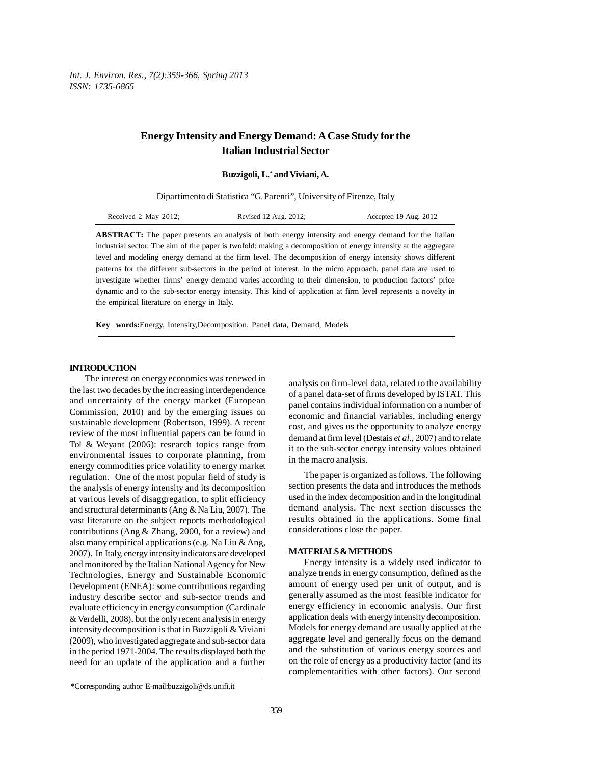# Energy Intensity and Energy Demand: A Case Study for the Italian Industrial Sector

**Buzzigoli, L.*** **and Viviani, A.**

Dipartimento di Statistica "G. Parenti", University of Firenze, Italy

Received 2 May 2012; Revised 12 Aug. 2012; Accepted 19 Aug. 2012

**ABSTRACT:** The paper presents an analysis of both energy intensity and energy demand for the Italian industrial sector. The aim of the paper is twofold: making a decomposition of energy intensity at the aggregate level and modeling energy demand at the firm level. The decomposition of energy intensity shows different patterns for the different sub-sectors in the period of interest. In the micro approach, panel data are used to investigate whether firms' energy demand varies according to their dimension, to production factors' price dynamic and to the sub-sector energy intensity. This kind of application at firm level represents a novelty in the empirical literature on energy in Italy.

**Key words:** Energy, Intensity, Decomposition, Panel data, Demand, Models

## INTRODUCTION

The interest on energy economics was renewed in the last two decades by the increasing interdependence and uncertainty of the energy market (European Commission, 2010) and by the emerging issues on sustainable development (Robertson, 1999). A recent review of the most influential papers can be found in Tol & Weyant (2006): research topics range from environmental issues to corporate planning, from energy commodities price volatility to energy market regulation. One of the most popular field of study is the analysis of energy intensity and its decomposition at various levels of disaggregation, to split efficiency and structural determinants (Ang & Na Liu, 2007). The vast literature on the subject reports methodological contributions (Ang & Zhang, 2000, for a review) and also many empirical applications (e.g. Na Liu & Ang, 2007). In Italy, energy intensity indicators are developed and monitored by the Italian National Agency for New Technologies, Energy and Sustainable Economic Development (ENEA): some contributions regarding industry describe sector and sub-sector trends and evaluate efficiency in energy consumption (Cardinale & Verdelli, 2008), but the only recent analysis in energy intensity decomposition is that in Buzzigoli & Viviani (2009), who investigated aggregate and sub-sector data in the period 1971-2004. The results displayed both the need for an update of the application and a further analysis on firm-level data, related to the availability of a panel data-set of firms developed by ISTAT. This panel contains individual information on a number of economic and financial variables, including energy cost, and gives us the opportunity to analyze energy demand at firm level (Destais *et al.*, 2007) and to relate it to the sub-sector energy intensity values obtained in the macro analysis.

The paper is organized as follows. The following section presents the data and introduces the methods used in the index decomposition and in the longitudinal demand analysis. The next section discusses the results obtained in the applications. Some final considerations close the paper.

## MATERIALS & METHODS

Energy intensity is a widely used indicator to analyze trends in energy consumption, defined as the amount of energy used per unit of output, and is generally assumed as the most feasible indicator for energy efficiency in economic analysis. Our first application deals with energy intensity decomposition. Models for energy demand are usually applied at the aggregate level and generally focus on the demand and the substitution of various energy sources and on the role of energy as a productivity factor (and its complementarities with other factors). Our second

*Corresponding author E-mail:buzzigoli@ds.unifi.it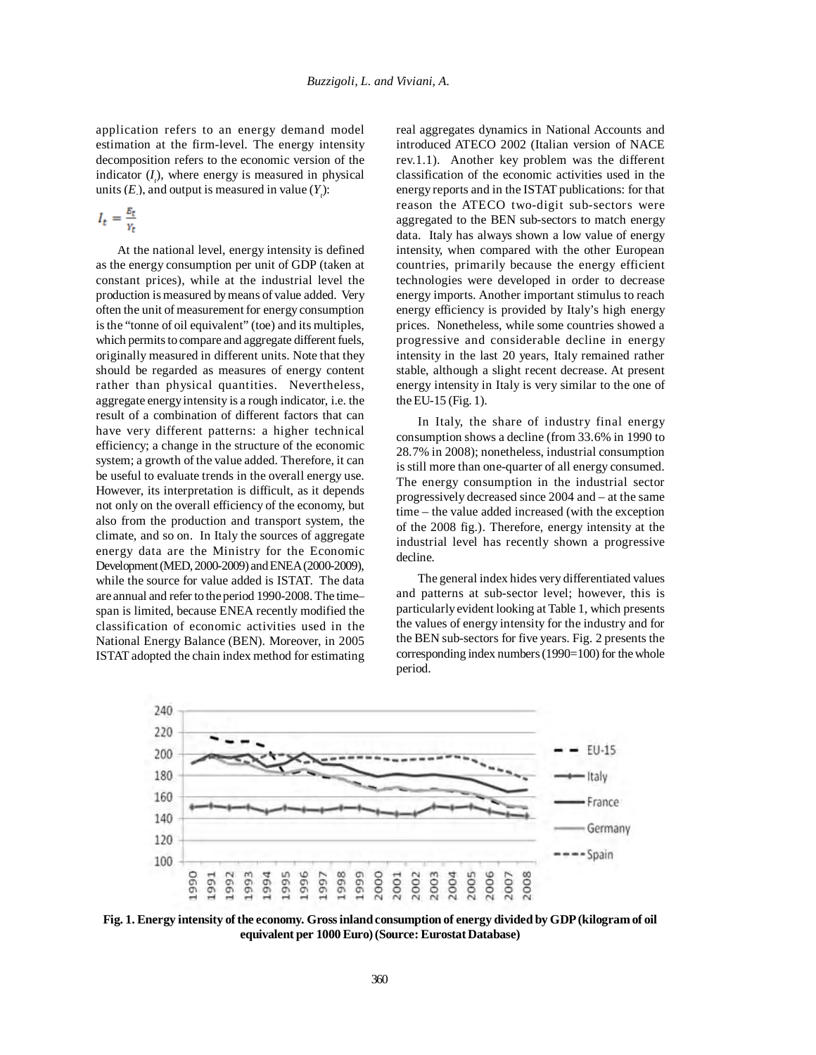application refers to an energy demand model estimation at the firm-level. The energy intensity decomposition refers to the economic version of the indicator ($I_t$), where energy is measured in physical units ($E_t$), and output is measured in value ($Y_t$):

$$I_t = \frac{E_t}{Y_t}$$

At the national level, energy intensity is defined as the energy consumption per unit of GDP (taken at constant prices), while at the industrial level the production is measured by means of value added. Very often the unit of measurement for energy consumption is the "tonne of oil equivalent" (toe) and its multiples, which permits to compare and aggregate different fuels, originally measured in different units. Note that they should be regarded as measures of energy content rather than physical quantities. Nevertheless, aggregate energy intensity is a rough indicator, i.e. the result of a combination of different factors that can have very different patterns: a higher technical efficiency; a change in the structure of the economic system; a growth of the value added. Therefore, it can be useful to evaluate trends in the overall energy use. However, its interpretation is difficult, as it depends not only on the overall efficiency of the economy, but also from the production and transport system, the climate, and so on. In Italy the sources of aggregate energy data are the Ministry for the Economic Development (MED, 2000-2009) and ENEA (2000-2009), while the source for value added is ISTAT. The data are annual and refer to the period 1990-2008. The time–span is limited, because ENEA recently modified the classification of economic activities used in the National Energy Balance (BEN). Moreover, in 2005 ISTAT adopted the chain index method for estimating real aggregates dynamics in National Accounts and introduced ATECO 2002 (Italian version of NACE rev.1.1). Another key problem was the different classification of the economic activities used in the energy reports and in the ISTAT publications: for that reason the ATECO two-digit sub-sectors were aggregated to the BEN sub-sectors to match energy data. Italy has always shown a low value of energy intensity, when compared with the other European countries, primarily because the energy efficient technologies were developed in order to decrease energy imports. Another important stimulus to reach energy efficiency is provided by Italy's high energy prices. Nonetheless, while some countries showed a progressive and considerable decline in energy intensity in the last 20 years, Italy remained rather stable, although a slight recent decrease. At present energy intensity in Italy is very similar to the one of the EU-15 (Fig. 1).

In Italy, the share of industry final energy consumption shows a decline (from 33.6% in 1990 to 28.7% in 2008); nonetheless, industrial consumption is still more than one-quarter of all energy consumed. The energy consumption in the industrial sector progressively decreased since 2004 and – at the same time – the value added increased (with the exception of the 2008 fig.). Therefore, energy intensity at the industrial level has recently shown a progressive decline.

The general index hides very differentiated values and patterns at sub-sector level; however, this is particularly evident looking at Table 1, which presents the values of energy intensity for the industry and for the BEN sub-sectors for five years. Fig. 2 presents the corresponding index numbers (1990=100) for the whole period.

**Fig. 1. Energy intensity of the economy. Gross inland consumption of energy divided by GDP (kilogram of oil equivalent per 1000 Euro) (Source: Eurostat Database)**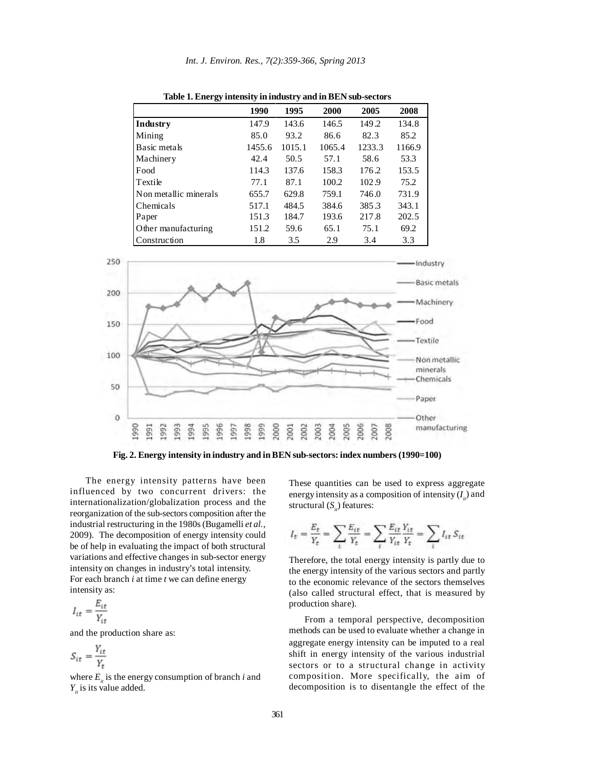**Table 1. Energy intensity in industry and in BEN sub-sectors**

| | 1990 | 1995 | 2000 | 2005 | 2008 |
|---|---|---|---|---|---|
| **Industry** | 147.9 | 143.6 | 146.5 | 149.2 | 134.8 |
| Mining | 85.0 | 93.2 | 86.6 | 82.3 | 85.2 |
| Basic metals | 1455.6 | 1015.1 | 1065.4 | 1233.3 | 1166.9 |
| Machinery | 42.4 | 50.5 | 57.1 | 58.6 | 53.3 |
| Food | 114.3 | 137.6 | 158.3 | 176.2 | 153.5 |
| Textile | 77.1 | 87.1 | 100.2 | 102.9 | 75.2 |
| Non metallic minerals | 655.7 | 629.8 | 759.1 | 746.0 | 731.9 |
| Chemicals | 517.1 | 484.5 | 384.6 | 385.3 | 343.1 |
| Paper | 151.3 | 184.7 | 193.6 | 217.8 | 202.5 |
| Other manufacturing | 151.2 | 59.6 | 65.1 | 75.1 | 69.2 |
| Construction | 1.8 | 3.5 | 2.9 | 3.4 | 3.3 |

**Fig. 2. Energy intensity in industry and in BEN sub-sectors: index numbers (1990=100)**

The energy intensity patterns have been influenced by two concurrent drivers: the internationalization/globalization process and the reorganization of the sub-sectors composition after the industrial restructuring in the 1980s (Bugamelli *et al.*, 2009). The decomposition of energy intensity could be of help in evaluating the impact of both structural variations and effective changes in sub-sector energy intensity on changes in industry's total intensity.

For each branch *i* at time *t* we can define energy intensity as:

$$I_{it} = \frac{E_{it}}{Y_{it}}$$

and the production share as:

$$S_{it} = \frac{Y_{it}}{Y_t}$$

where $E_{it}$ is the energy consumption of branch *i* and $Y_{it}$ is its value added.

These quantities can be used to express aggregate energy intensity as a composition of intensity ($I_{it}$) and structural ($S_{it}$) features:

$$I_t = \frac{E_t}{Y_t} = \sum_i \frac{E_{it}}{Y_t} = \sum_i \frac{E_{it}}{Y_{it}} \frac{Y_{it}}{Y_t} = \sum_i I_{it} S_{it}$$

Therefore, the total energy intensity is partly due to the energy intensity of the various sectors and partly to the economic relevance of the sectors themselves (also called structural effect, that is measured by production share).

From a temporal perspective, decomposition methods can be used to evaluate whether a change in aggregate energy intensity can be imputed to a real shift in energy intensity of the various industrial sectors or to a structural change in activity composition. More specifically, the aim of decomposition is to disentangle the effect of the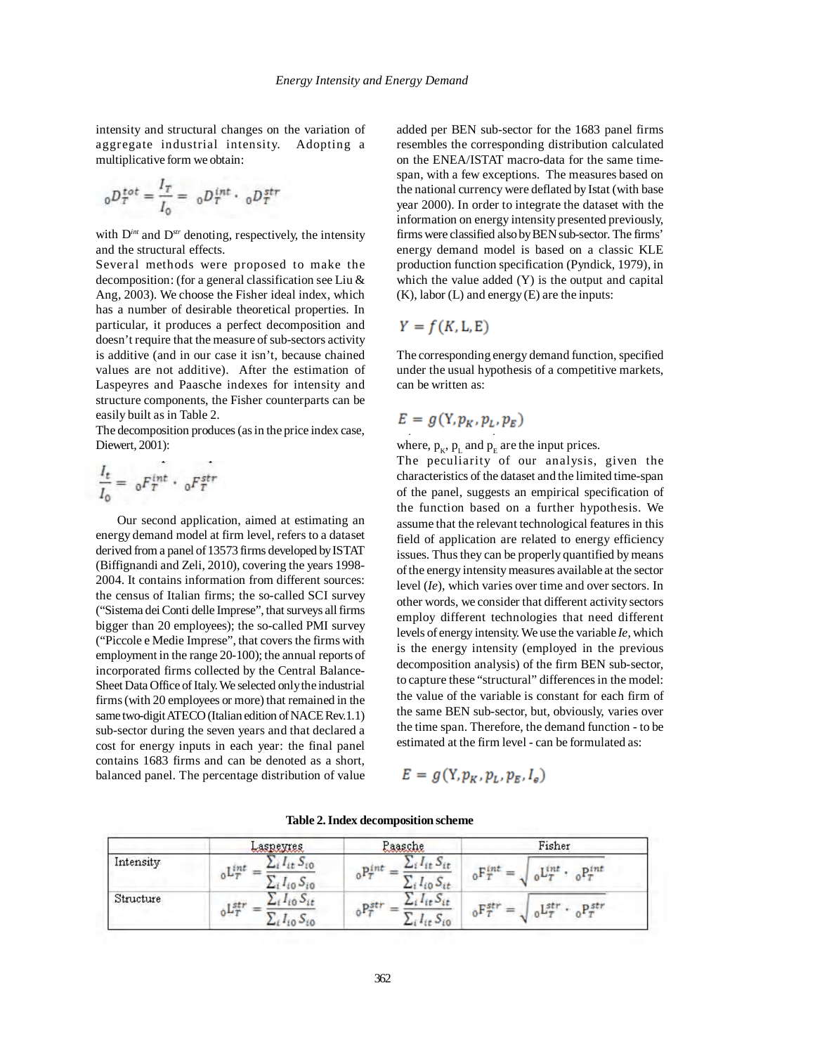intensity and structural changes on the variation of aggregate industrial intensity. Adopting a multiplicative form we obtain:

$$ {}_0D_T^{tot} = \frac{I_T}{I_0} = {}_0D_T^{int} \cdot {}_0D_T^{str} $$

with $D^{int}$ and $D^{str}$ denoting, respectively, the intensity and the structural effects.

Several methods were proposed to make the decomposition: (for a general classification see Liu & Ang, 2003). We choose the Fisher ideal index, which has a number of desirable theoretical properties. In particular, it produces a perfect decomposition and doesn't require that the measure of sub-sectors activity is additive (and in our case it isn't, because chained values are not additive). After the estimation of Laspeyres and Paasche indexes for intensity and structure components, the Fisher counterparts can be easily built as in Table 2.

The decomposition produces (as in the price index case, Diewert, 2001):

$$ \frac{I_t}{I_0} = {}_0F_T^{int} \cdot {}_0F_T^{str} $$

Our second application, aimed at estimating an energy demand model at firm level, refers to a dataset derived from a panel of 13573 firms developed by ISTAT (Biffignandi and Zeli, 2010), covering the years 1998-2004. It contains information from different sources: the census of Italian firms; the so-called SCI survey ("Sistema dei Conti delle Imprese", that surveys all firms bigger than 20 employees); the so-called PMI survey ("Piccole e Medie Imprese", that covers the firms with employment in the range 20-100); the annual reports of incorporated firms collected by the Central Balance-Sheet Data Office of Italy. We selected only the industrial firms (with 20 employees or more) that remained in the same two-digit ATECO (Italian edition of NACE Rev.1.1) sub-sector during the seven years and that declared a cost for energy inputs in each year: the final panel contains 1683 firms and can be denoted as a short, balanced panel. The percentage distribution of value added per BEN sub-sector for the 1683 panel firms resembles the corresponding distribution calculated on the ENEA/ISTAT macro-data for the same time-span, with a few exceptions. The measures based on the national currency were deflated by Istat (with base year 2000). In order to integrate the dataset with the information on energy intensity presented previously, firms were classified also by BEN sub-sector. The firms' energy demand model is based on a classic KLE production function specification (Pyndick, 1979), in which the value added (Y) is the output and capital (K), labor (L) and energy (E) are the inputs:

$$ Y = f(K, L, E) $$

The corresponding energy demand function, specified under the usual hypothesis of a competitive markets, can be written as:

$$ E = g(Y, p_K, p_L, p_E) $$

where, $p_K$, $p_L$ and $p_E$ are the input prices.

The peculiarity of our analysis, given the characteristics of the dataset and the limited time-span of the panel, suggests an empirical specification of the function based on a further hypothesis. We assume that the relevant technological features in this field of application are related to energy efficiency issues. Thus they can be properly quantified by means of the energy intensity measures available at the sector level (*Ie*), which varies over time and over sectors. In other words, we consider that different activity sectors employ different technologies that need different levels of energy intensity. We use the variable *Ie*, which is the energy intensity (employed in the previous decomposition analysis) of the firm BEN sub-sector, to capture these "structural" differences in the model: the value of the variable is constant for each firm of the same BEN sub-sector, but, obviously, varies over the time span. Therefore, the demand function - to be estimated at the firm level - can be formulated as:

$$ E = g(Y, p_K, p_L, p_E, I_e) $$

**Table 2. Index decomposition scheme**

| | Laspeyres | Paasche | Fisher |
|---|---|---|---|
| Intensity | ${}_0L_T^{int} = \frac{\sum_i I_{it} S_{i0}}{\sum_i I_{i0} S_{i0}}$ | ${}_0P_T^{int} = \frac{\sum_i I_{it} S_{it}}{\sum_i I_{i0} S_{it}}$ | ${}_0F_T^{int} = \sqrt{{}_0L_T^{int} \cdot {}_0P_T^{int}}$ |
| Structure | ${}_0L_T^{str} = \frac{\sum_i I_{i0} S_{it}}{\sum_i I_{i0} S_{i0}}$ | ${}_0P_T^{str} = \frac{\sum_i I_{it} S_{it}}{\sum_i I_{it} S_{i0}}$ | ${}_0F_T^{str} = \sqrt{{}_0L_T^{str} \cdot {}_0P_T^{str}}$ |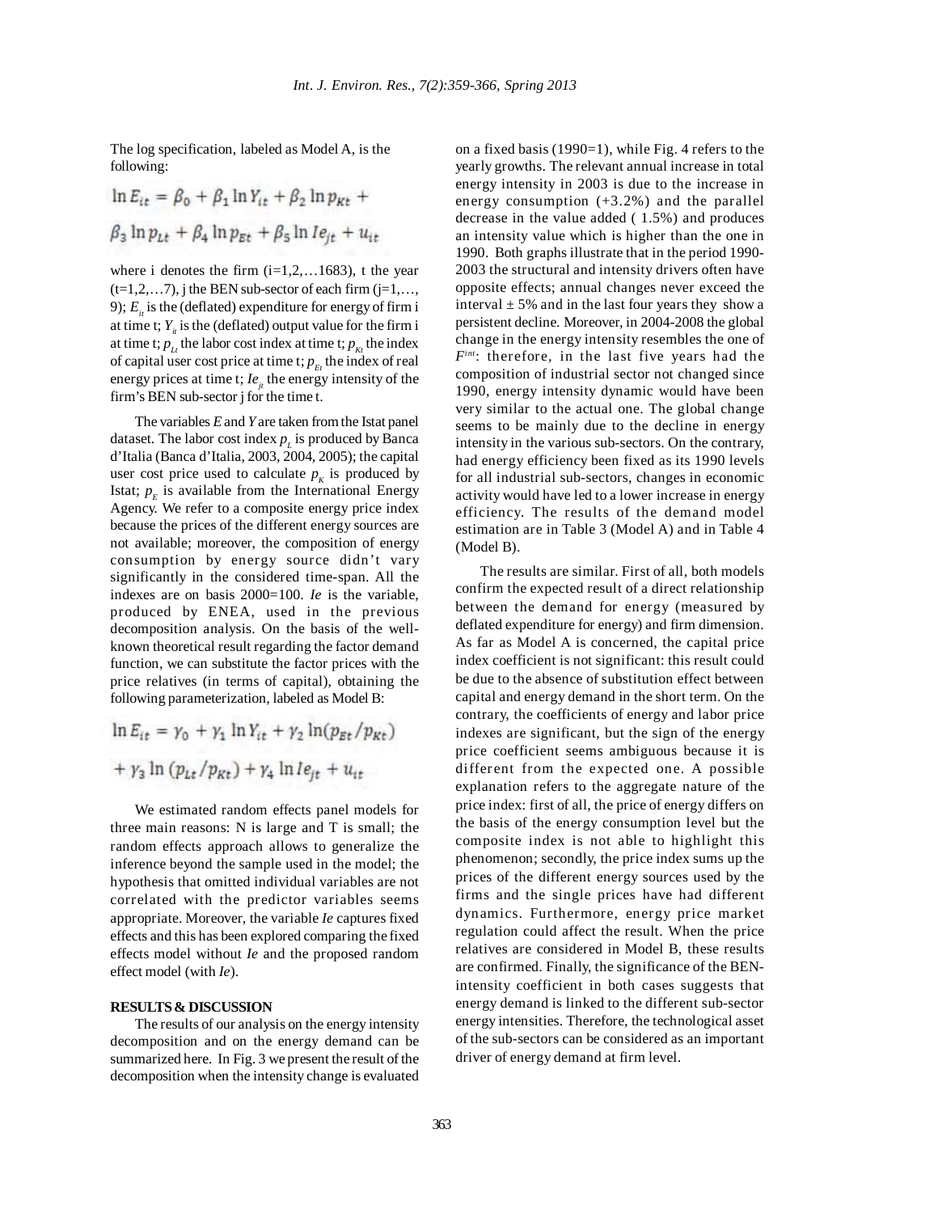The log specification, labeled as Model A, is the following:

$$\ln E_{it} = \beta_0 + \beta_1 \ln Y_{it} + \beta_2 \ln p_{Kt} + \beta_3 \ln p_{Lt} + \beta_4 \ln p_{Et} + \beta_5 \ln Ie_{jt} + u_{it}$$

where i denotes the firm (i=1,2,…1683), t the year (t=1,2,…7), j the BEN sub-sector of each firm (j=1,…, 9); $E_{it}$ is the (deflated) expenditure for energy of firm i at time t; $Y_{it}$ is the (deflated) output value for the firm i at time t; $p_{Lt}$ the labor cost index at time t; $p_{Kt}$ the index of capital user cost price at time t; $p_{Et}$ the index of real energy prices at time t; $Ie_{jt}$ the energy intensity of the firm's BEN sub-sector j for the time t.

The variables *E* and *Y* are taken from the Istat panel dataset. The labor cost index $p_L$ is produced by Banca d'Italia (Banca d'Italia, 2003, 2004, 2005); the capital user cost price used to calculate $p_K$ is produced by Istat; $p_E$ is available from the International Energy Agency. We refer to a composite energy price index because the prices of the different energy sources are not available; moreover, the composition of energy consumption by energy source didn't vary significantly in the considered time-span. All the indexes are on basis 2000=100. *Ie* is the variable, produced by ENEA, used in the previous decomposition analysis. On the basis of the well-known theoretical result regarding the factor demand function, we can substitute the factor prices with the price relatives (in terms of capital), obtaining the following parameterization, labeled as Model B:

$$\ln E_{it} = \gamma_0 + \gamma_1 \ln Y_{it} + \gamma_2 \ln(p_{Et}/p_{Kt}) + \gamma_3 \ln(p_{Lt}/p_{Kt}) + \gamma_4 \ln Ie_{jt} + u_{it}$$

We estimated random effects panel models for three main reasons: N is large and T is small; the random effects approach allows to generalize the inference beyond the sample used in the model; the hypothesis that omitted individual variables are not correlated with the predictor variables seems appropriate. Moreover, the variable *Ie* captures fixed effects and this has been explored comparing the fixed effects model without *Ie* and the proposed random effect model (with *Ie*).

## RESULTS & DISCUSSION

The results of our analysis on the energy intensity decomposition and on the energy demand can be summarized here. In Fig. 3 we present the result of the decomposition when the intensity change is evaluated on a fixed basis (1990=1), while Fig. 4 refers to the yearly growths. The relevant annual increase in total energy intensity in 2003 is due to the increase in energy consumption (+3.2%) and the parallel decrease in the value added ( 1.5%) and produces an intensity value which is higher than the one in 1990. Both graphs illustrate that in the period 1990-2003 the structural and intensity drivers often have opposite effects; annual changes never exceed the interval ± 5% and in the last four years they show a persistent decline. Moreover, in 2004-2008 the global change in the energy intensity resembles the one of $F^{int}$: therefore, in the last five years had the composition of industrial sector not changed since 1990, energy intensity dynamic would have been very similar to the actual one. The global change seems to be mainly due to the decline in energy intensity in the various sub-sectors. On the contrary, had energy efficiency been fixed as its 1990 levels for all industrial sub-sectors, changes in economic activity would have led to a lower increase in energy efficiency. The results of the demand model estimation are in Table 3 (Model A) and in Table 4 (Model B).

The results are similar. First of all, both models confirm the expected result of a direct relationship between the demand for energy (measured by deflated expenditure for energy) and firm dimension. As far as Model A is concerned, the capital price index coefficient is not significant: this result could be due to the absence of substitution effect between capital and energy demand in the short term. On the contrary, the coefficients of energy and labor price indexes are significant, but the sign of the energy price coefficient seems ambiguous because it is different from the expected one. A possible explanation refers to the aggregate nature of the price index: first of all, the price of energy differs on the basis of the energy consumption level but the composite index is not able to highlight this phenomenon; secondly, the price index sums up the prices of the different energy sources used by the firms and the single prices have had different dynamics. Furthermore, energy price market regulation could affect the result. When the price relatives are considered in Model B, these results are confirmed. Finally, the significance of the BEN-intensity coefficient in both cases suggests that energy demand is linked to the different sub-sector energy intensities. Therefore, the technological asset of the sub-sectors can be considered as an important driver of energy demand at firm level.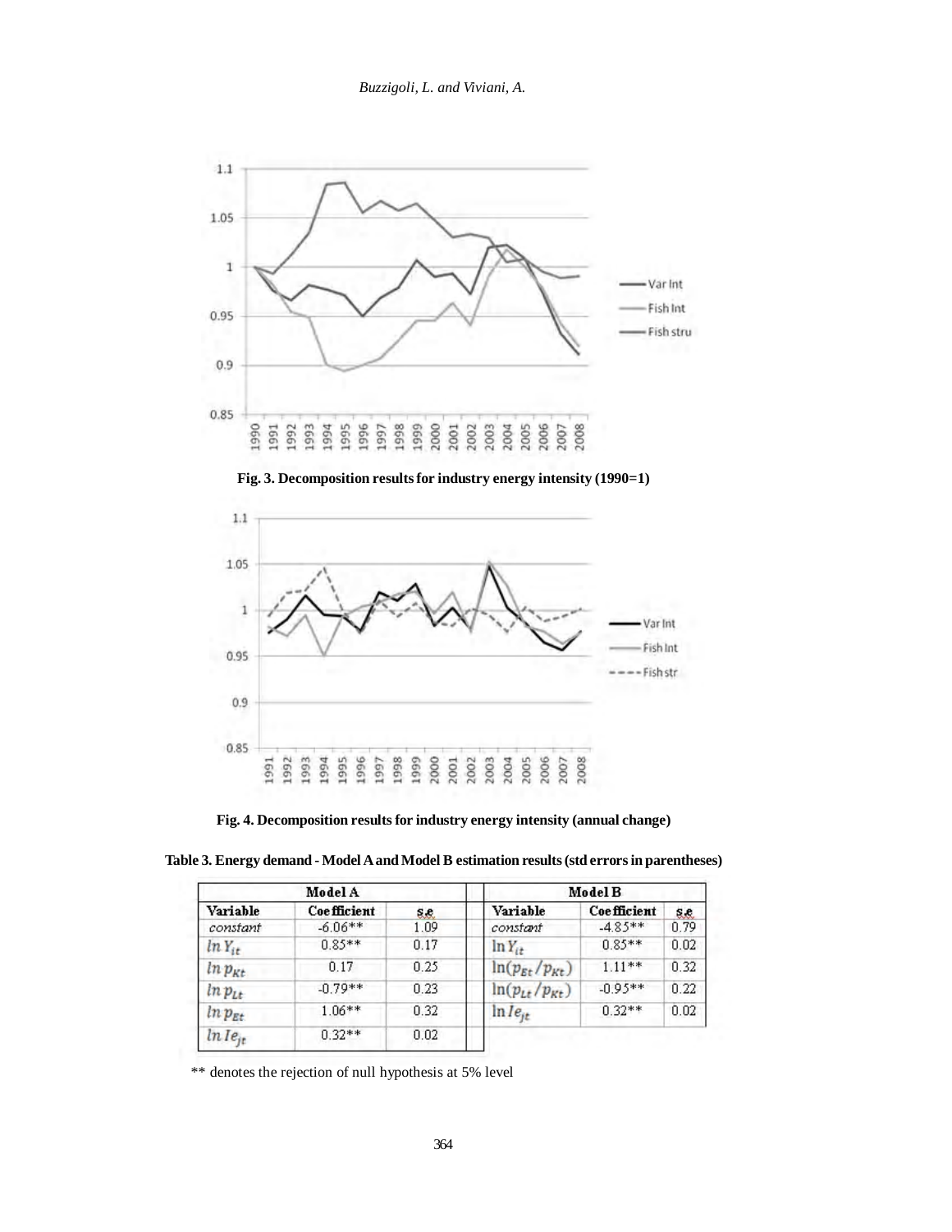**Fig. 3. Decomposition results for industry energy intensity (1990=1)**

**Fig. 4. Decomposition results for industry energy intensity (annual change)**

**Table 3. Energy demand - Model A and Model B estimation results (std errors in parentheses)**

| Model A | | | Model B | | |
|---|---|---|---|---|---|
| Variable | Coefficient | s.e. | Variable | Coefficient | s.e. |
| *constant* | -6.06** | 1.09 | *constant* | -4.85** | 0.79 |
| $\ln Y_{it}$ | 0.85** | 0.17 | $\ln Y_{it}$ | 0.85** | 0.02 |
| $\ln p_{Kt}$ | 0.17 | 0.25 | $\ln(p_{Et}/p_{Kt})$ | 1.11** | 0.32 |
| $\ln p_{Lt}$ | -0.79** | 0.23 | $\ln(p_{Lt}/p_{Kt})$ | -0.95** | 0.22 |
| $\ln p_{Et}$ | 1.06** | 0.32 | $\ln Ie_{jt}$ | 0.32** | 0.02 |
| $\ln Ie_{jt}$ | 0.32** | 0.02 | | | |

** denotes the rejection of null hypothesis at 5% level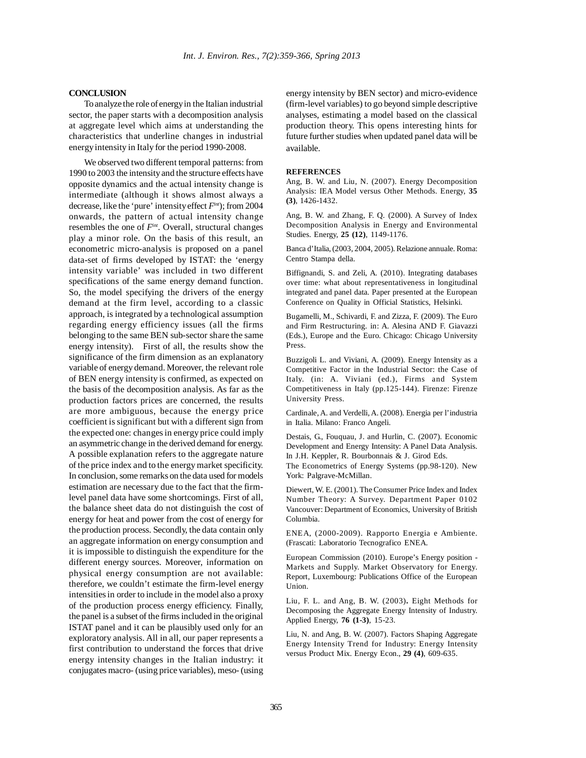## CONCLUSION

To analyze the role of energy in the Italian industrial sector, the paper starts with a decomposition analysis at aggregate level which aims at understanding the characteristics that underline changes in industrial energy intensity in Italy for the period 1990-2008.

We observed two different temporal patterns: from 1990 to 2003 the intensity and the structure effects have opposite dynamics and the actual intensity change is intermediate (although it shows almost always a decrease, like the 'pure' intensity effect $F^{int}$); from 2004 onwards, the pattern of actual intensity change resembles the one of $F^{int}$. Overall, structural changes play a minor role. On the basis of this result, an econometric micro-analysis is proposed on a panel data-set of firms developed by ISTAT: the 'energy intensity variable' was included in two different specifications of the same energy demand function. So, the model specifying the drivers of the energy demand at the firm level, according to a classic approach, is integrated by a technological assumption regarding energy efficiency issues (all the firms belonging to the same BEN sub-sector share the same energy intensity). First of all, the results show the significance of the firm dimension as an explanatory variable of energy demand. Moreover, the relevant role of BEN energy intensity is confirmed, as expected on the basis of the decomposition analysis. As far as the production factors prices are concerned, the results are more ambiguous, because the energy price coefficient is significant but with a different sign from the expected one: changes in energy price could imply an asymmetric change in the derived demand for energy. A possible explanation refers to the aggregate nature of the price index and to the energy market specificity. In conclusion, some remarks on the data used for models estimation are necessary due to the fact that the firm-level panel data have some shortcomings. First of all, the balance sheet data do not distinguish the cost of energy for heat and power from the cost of energy for the production process. Secondly, the data contain only an aggregate information on energy consumption and it is impossible to distinguish the expenditure for the different energy sources. Moreover, information on physical energy consumption are not available: therefore, we couldn't estimate the firm-level energy intensities in order to include in the model also a proxy of the production process energy efficiency. Finally, the panel is a subset of the firms included in the original ISTAT panel and it can be plausibly used only for an exploratory analysis. All in all, our paper represents a first contribution to understand the forces that drive energy intensity changes in the Italian industry: it conjugates macro- (using price variables), meso- (using energy intensity by BEN sector) and micro-evidence (firm-level variables) to go beyond simple descriptive analyses, estimating a model based on the classical production theory. This opens interesting hints for future further studies when updated panel data will be available.

## REFERENCES

Ang, B. W. and Liu, N. (2007). Energy Decomposition Analysis: IEA Model versus Other Methods. Energy, **35 (3)**, 1426-1432.

Ang, B. W. and Zhang, F. Q. (2000). A Survey of Index Decomposition Analysis in Energy and Environmental Studies. Energy, **25 (12)**, 1149-1176.

Banca d'Italia, (2003, 2004, 2005). Relazione annuale. Roma: Centro Stampa della.

Biffignandi, S. and Zeli, A. (2010). Integrating databases over time: what about representativeness in longitudinal integrated and panel data. Paper presented at the European Conference on Quality in Official Statistics, Helsinki.

Bugamelli, M., Schivardi, F. and Zizza, F. (2009). The Euro and Firm Restructuring. in: A. Alesina AND F. Giavazzi (Eds.), Europe and the Euro. Chicago: Chicago University Press.

Buzzigoli L. and Viviani, A. (2009). Energy Intensity as a Competitive Factor in the Industrial Sector: the Case of Italy. (in: A. Viviani (ed.), Firms and System Competitiveness in Italy (pp.125-144). Firenze: Firenze University Press.

Cardinale, A. and Verdelli, A. (2008). Energia per l'industria in Italia. Milano: Franco Angeli.

Destais, G., Fouquau, J. and Hurlin, C. (2007). Economic Development and Energy Intensity: A Panel Data Analysis. In J.H. Keppler, R. Bourbonnais & J. Girod Eds.
The Econometrics of Energy Systems (pp.98-120). New York: Palgrave-McMillan.

Diewert, W. E. (2001). The Consumer Price Index and Index Number Theory: A Survey. Department Paper 0102 Vancouver: Department of Economics, University of British Columbia.

ENEA, (2000-2009). Rapporto Energia e Ambiente. (Frascati: Laboratorio Tecnografico ENEA.

European Commission (2010). Europe's Energy position - Markets and Supply. Market Observatory for Energy. Report, Luxembourg: Publications Office of the European Union.

Liu, F. L. and Ang, B. W. (2003). Eight Methods for Decomposing the Aggregate Energy Intensity of Industry. Applied Energy, **76 (1-3)**, 15-23.

Liu, N. and Ang, B. W. (2007). Factors Shaping Aggregate Energy Intensity Trend for Industry: Energy Intensity versus Product Mix. Energy Econ., **29 (4)**, 609-635.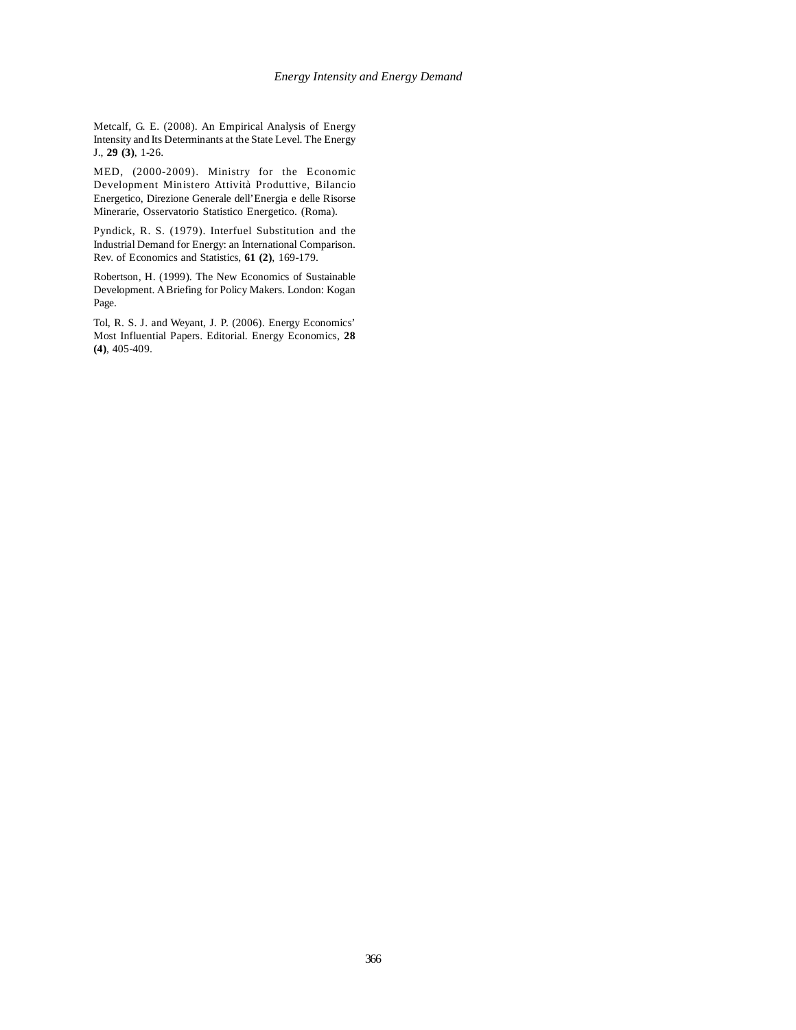Metcalf, G. E. (2008). An Empirical Analysis of Energy Intensity and Its Determinants at the State Level. The Energy J., **29 (3)**, 1-26.

MED, (2000-2009). Ministry for the Economic Development Ministero Attività Produttive, Bilancio Energetico, Direzione Generale dell'Energia e delle Risorse Minerarie, Osservatorio Statistico Energetico. (Roma).

Pyndick, R. S. (1979). Interfuel Substitution and the Industrial Demand for Energy: an International Comparison. Rev. of Economics and Statistics, **61 (2)**, 169-179.

Robertson, H. (1999). The New Economics of Sustainable Development. A Briefing for Policy Makers. London: Kogan Page.

Tol, R. S. J. and Weyant, J. P. (2006). Energy Economics' Most Influential Papers. Editorial. Energy Economics, **28 (4)**, 405-409.